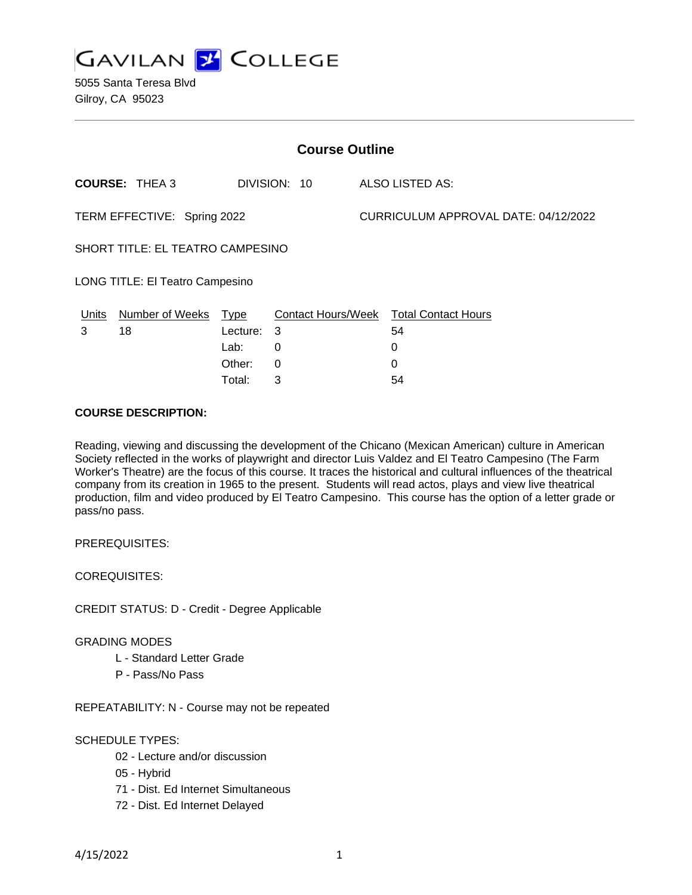# GAVILAN COLLEGE

5055 Santa Teresa Blvd
Gilroy, CA 95023

## Course Outline

**COURSE:** THEA 3 DIVISION: 10 ALSO LISTED AS:

TERM EFFECTIVE: Spring 2022 CURRICULUM APPROVAL DATE: 04/12/2022

SHORT TITLE: EL TEATRO CAMPESINO

LONG TITLE: El Teatro Campesino

| Units | Number of Weeks | Type | Contact Hours/Week | Total Contact Hours |
|---|---|---|---|---|
| 3 | 18 | Lecture: | 3 | 54 |
| | | Lab: | 0 | 0 |
| | | Other: | 0 | 0 |
| | | Total: | 3 | 54 |

**COURSE DESCRIPTION:**

Reading, viewing and discussing the development of the Chicano (Mexican American) culture in American Society reflected in the works of playwright and director Luis Valdez and El Teatro Campesino (The Farm Worker's Theatre) are the focus of this course. It traces the historical and cultural influences of the theatrical company from its creation in 1965 to the present. Students will read actos, plays and view live theatrical production, film and video produced by El Teatro Campesino. This course has the option of a letter grade or pass/no pass.

PREREQUISITES:

COREQUISITES:

CREDIT STATUS: D - Credit - Degree Applicable

GRADING MODES

- L - Standard Letter Grade
- P - Pass/No Pass

REPEATABILITY: N - Course may not be repeated

SCHEDULE TYPES:

- 02 - Lecture and/or discussion
- 05 - Hybrid
- 71 - Dist. Ed Internet Simultaneous
- 72 - Dist. Ed Internet Delayed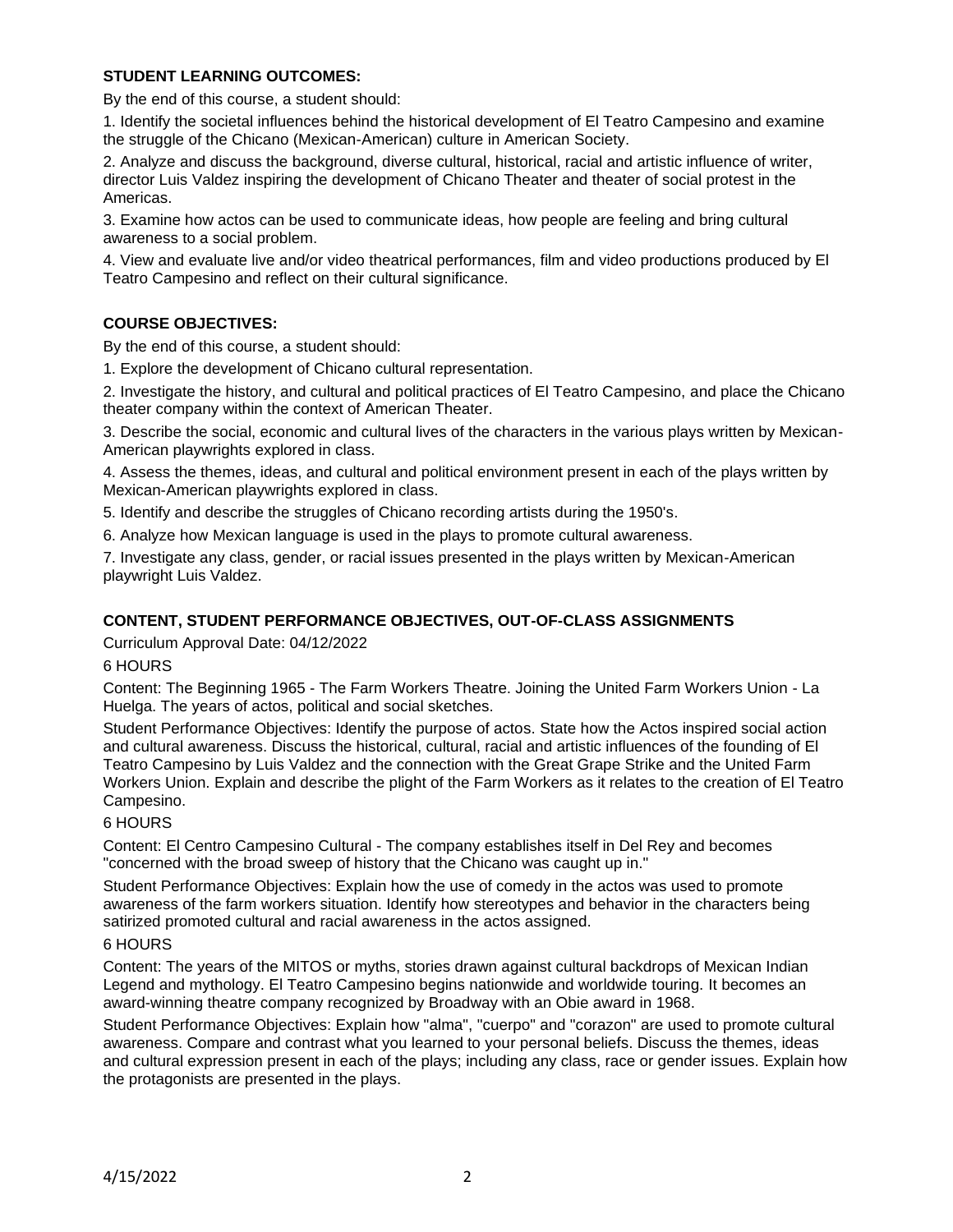### STUDENT LEARNING OUTCOMES:

By the end of this course, a student should:

1. Identify the societal influences behind the historical development of El Teatro Campesino and examine the struggle of the Chicano (Mexican-American) culture in American Society.
2. Analyze and discuss the background, diverse cultural, historical, racial and artistic influence of writer, director Luis Valdez inspiring the development of Chicano Theater and theater of social protest in the Americas.
3. Examine how actos can be used to communicate ideas, how people are feeling and bring cultural awareness to a social problem.
4. View and evaluate live and/or video theatrical performances, film and video productions produced by El Teatro Campesino and reflect on their cultural significance.

### COURSE OBJECTIVES:

By the end of this course, a student should:

1. Explore the development of Chicano cultural representation.
2. Investigate the history, and cultural and political practices of El Teatro Campesino, and place the Chicano theater company within the context of American Theater.
3. Describe the social, economic and cultural lives of the characters in the various plays written by Mexican-American playwrights explored in class.
4. Assess the themes, ideas, and cultural and political environment present in each of the plays written by Mexican-American playwrights explored in class.
5. Identify and describe the struggles of Chicano recording artists during the 1950's.
6. Analyze how Mexican language is used in the plays to promote cultural awareness.
7. Investigate any class, gender, or racial issues presented in the plays written by Mexican-American playwright Luis Valdez.

### CONTENT, STUDENT PERFORMANCE OBJECTIVES, OUT-OF-CLASS ASSIGNMENTS

Curriculum Approval Date: 04/12/2022

6 HOURS

Content: The Beginning 1965 - The Farm Workers Theatre. Joining the United Farm Workers Union - La Huelga. The years of actos, political and social sketches.

Student Performance Objectives: Identify the purpose of actos. State how the Actos inspired social action and cultural awareness. Discuss the historical, cultural, racial and artistic influences of the founding of El Teatro Campesino by Luis Valdez and the connection with the Great Grape Strike and the United Farm Workers Union. Explain and describe the plight of the Farm Workers as it relates to the creation of El Teatro Campesino.

6 HOURS

Content: El Centro Campesino Cultural - The company establishes itself in Del Rey and becomes "concerned with the broad sweep of history that the Chicano was caught up in."

Student Performance Objectives: Explain how the use of comedy in the actos was used to promote awareness of the farm workers situation. Identify how stereotypes and behavior in the characters being satirized promoted cultural and racial awareness in the actos assigned.

6 HOURS

Content: The years of the MITOS or myths, stories drawn against cultural backdrops of Mexican Indian Legend and mythology. El Teatro Campesino begins nationwide and worldwide touring. It becomes an award-winning theatre company recognized by Broadway with an Obie award in 1968.

Student Performance Objectives: Explain how "alma", "cuerpo" and "corazon" are used to promote cultural awareness. Compare and contrast what you learned to your personal beliefs. Discuss the themes, ideas and cultural expression present in each of the plays; including any class, race or gender issues. Explain how the protagonists are presented in the plays.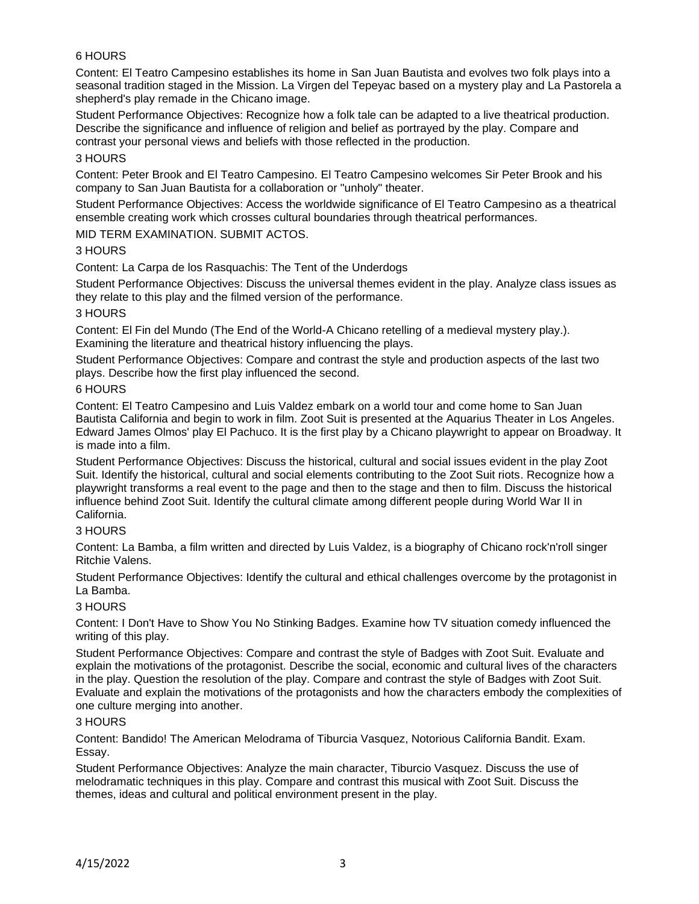6 HOURS

Content: El Teatro Campesino establishes its home in San Juan Bautista and evolves two folk plays into a seasonal tradition staged in the Mission. La Virgen del Tepeyac based on a mystery play and La Pastorela a shepherd's play remade in the Chicano image.

Student Performance Objectives: Recognize how a folk tale can be adapted to a live theatrical production. Describe the significance and influence of religion and belief as portrayed by the play. Compare and contrast your personal views and beliefs with those reflected in the production.

3 HOURS

Content: Peter Brook and El Teatro Campesino. El Teatro Campesino welcomes Sir Peter Brook and his company to San Juan Bautista for a collaboration or "unholy" theater.

Student Performance Objectives: Access the worldwide significance of El Teatro Campesino as a theatrical ensemble creating work which crosses cultural boundaries through theatrical performances.

MID TERM EXAMINATION. SUBMIT ACTOS.

3 HOURS

Content: La Carpa de los Rasquachis: The Tent of the Underdogs

Student Performance Objectives: Discuss the universal themes evident in the play. Analyze class issues as they relate to this play and the filmed version of the performance.

3 HOURS

Content: El Fin del Mundo (The End of the World-A Chicano retelling of a medieval mystery play.). Examining the literature and theatrical history influencing the plays.

Student Performance Objectives: Compare and contrast the style and production aspects of the last two plays. Describe how the first play influenced the second.

6 HOURS

Content: El Teatro Campesino and Luis Valdez embark on a world tour and come home to San Juan Bautista California and begin to work in film. Zoot Suit is presented at the Aquarius Theater in Los Angeles. Edward James Olmos' play El Pachuco. It is the first play by a Chicano playwright to appear on Broadway. It is made into a film.

Student Performance Objectives: Discuss the historical, cultural and social issues evident in the play Zoot Suit. Identify the historical, cultural and social elements contributing to the Zoot Suit riots. Recognize how a playwright transforms a real event to the page and then to the stage and then to film. Discuss the historical influence behind Zoot Suit. Identify the cultural climate among different people during World War II in California.

3 HOURS

Content: La Bamba, a film written and directed by Luis Valdez, is a biography of Chicano rock'n'roll singer Ritchie Valens.

Student Performance Objectives: Identify the cultural and ethical challenges overcome by the protagonist in La Bamba.

3 HOURS

Content: I Don't Have to Show You No Stinking Badges. Examine how TV situation comedy influenced the writing of this play.

Student Performance Objectives: Compare and contrast the style of Badges with Zoot Suit. Evaluate and explain the motivations of the protagonist. Describe the social, economic and cultural lives of the characters in the play. Question the resolution of the play. Compare and contrast the style of Badges with Zoot Suit. Evaluate and explain the motivations of the protagonists and how the characters embody the complexities of one culture merging into another.

3 HOURS

Content: Bandido! The American Melodrama of Tiburcia Vasquez, Notorious California Bandit. Exam. Essay.

Student Performance Objectives: Analyze the main character, Tiburcio Vasquez. Discuss the use of melodramatic techniques in this play. Compare and contrast this musical with Zoot Suit. Discuss the themes, ideas and cultural and political environment present in the play.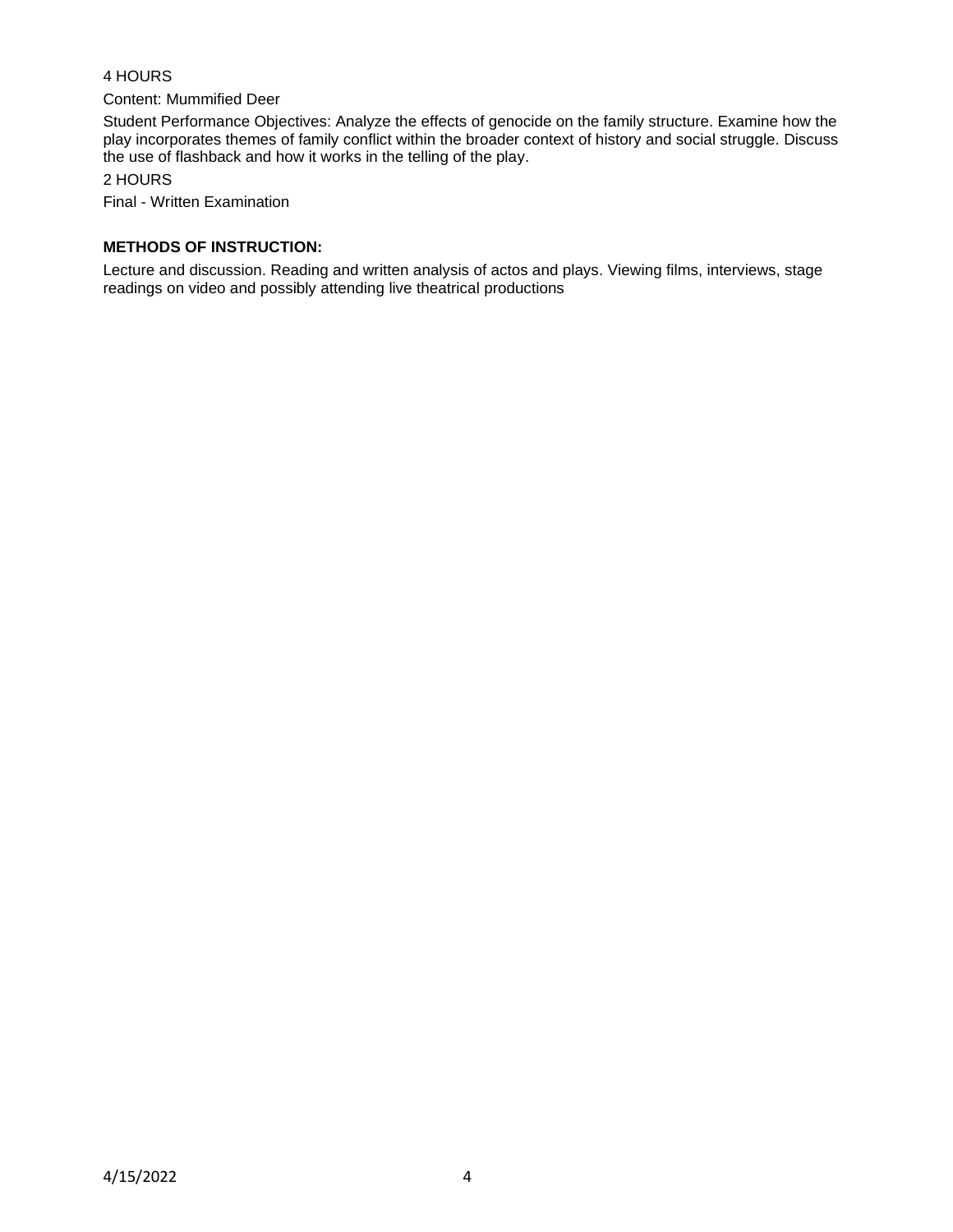4 HOURS

Content: Mummified Deer

Student Performance Objectives: Analyze the effects of genocide on the family structure. Examine how the play incorporates themes of family conflict within the broader context of history and social struggle. Discuss the use of flashback and how it works in the telling of the play.

2 HOURS

Final - Written Examination

**METHODS OF INSTRUCTION:**

Lecture and discussion. Reading and written analysis of actos and plays. Viewing films, interviews, stage readings on video and possibly attending live theatrical productions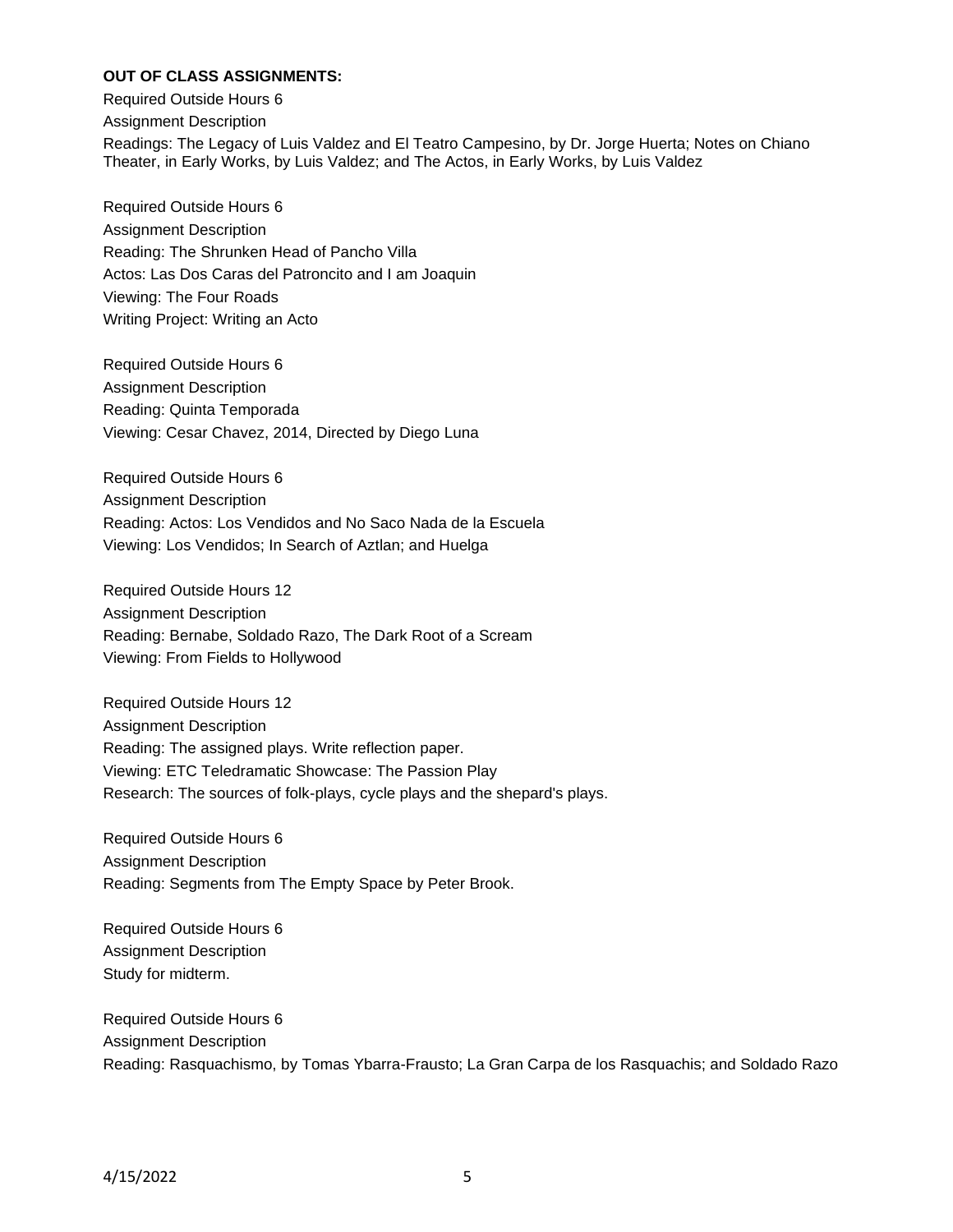**OUT OF CLASS ASSIGNMENTS:**

Required Outside Hours 6

Assignment Description

Readings: The Legacy of Luis Valdez and El Teatro Campesino, by Dr. Jorge Huerta; Notes on Chiano Theater, in Early Works, by Luis Valdez; and The Actos, in Early Works, by Luis Valdez

Required Outside Hours 6

Assignment Description

Reading: The Shrunken Head of Pancho Villa

Actos: Las Dos Caras del Patroncito and I am Joaquin

Viewing: The Four Roads

Writing Project: Writing an Acto

Required Outside Hours 6

Assignment Description

Reading: Quinta Temporada

Viewing: Cesar Chavez, 2014, Directed by Diego Luna

Required Outside Hours 6

Assignment Description

Reading: Actos: Los Vendidos and No Saco Nada de la Escuela

Viewing: Los Vendidos; In Search of Aztlan; and Huelga

Required Outside Hours 12

Assignment Description

Reading: Bernabe, Soldado Razo, The Dark Root of a Scream

Viewing: From Fields to Hollywood

Required Outside Hours 12

Assignment Description

Reading: The assigned plays. Write reflection paper.

Viewing: ETC Teledramatic Showcase: The Passion Play

Research: The sources of folk-plays, cycle plays and the shepard's plays.

Required Outside Hours 6

Assignment Description

Reading: Segments from The Empty Space by Peter Brook.

Required Outside Hours 6

Assignment Description

Study for midterm.

Required Outside Hours 6

Assignment Description

Reading: Rasquachismo, by Tomas Ybarra-Frausto; La Gran Carpa de los Rasquachis; and Soldado Razo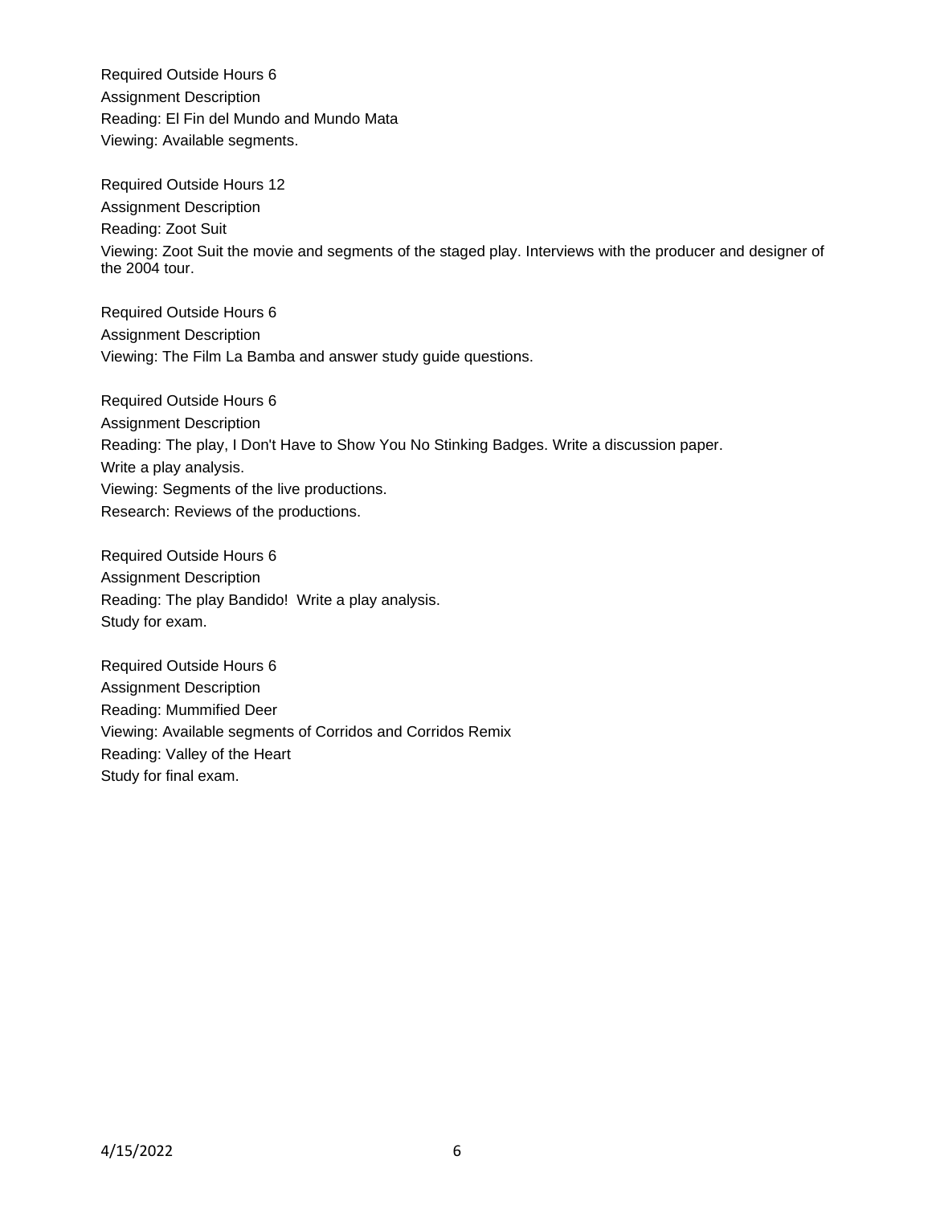Required Outside Hours 6

Assignment Description

Reading: El Fin del Mundo and Mundo Mata

Viewing: Available segments.

Required Outside Hours 12

Assignment Description

Reading: Zoot Suit

Viewing: Zoot Suit the movie and segments of the staged play. Interviews with the producer and designer of the 2004 tour.

Required Outside Hours 6

Assignment Description

Viewing: The Film La Bamba and answer study guide questions.

Required Outside Hours 6

Assignment Description

Reading: The play, I Don't Have to Show You No Stinking Badges. Write a discussion paper.

Write a play analysis.

Viewing: Segments of the live productions.

Research: Reviews of the productions.

Required Outside Hours 6

Assignment Description

Reading: The play Bandido! Write a play analysis.

Study for exam.

Required Outside Hours 6

Assignment Description

Reading: Mummified Deer

Viewing: Available segments of Corridos and Corridos Remix

Reading: Valley of the Heart

Study for final exam.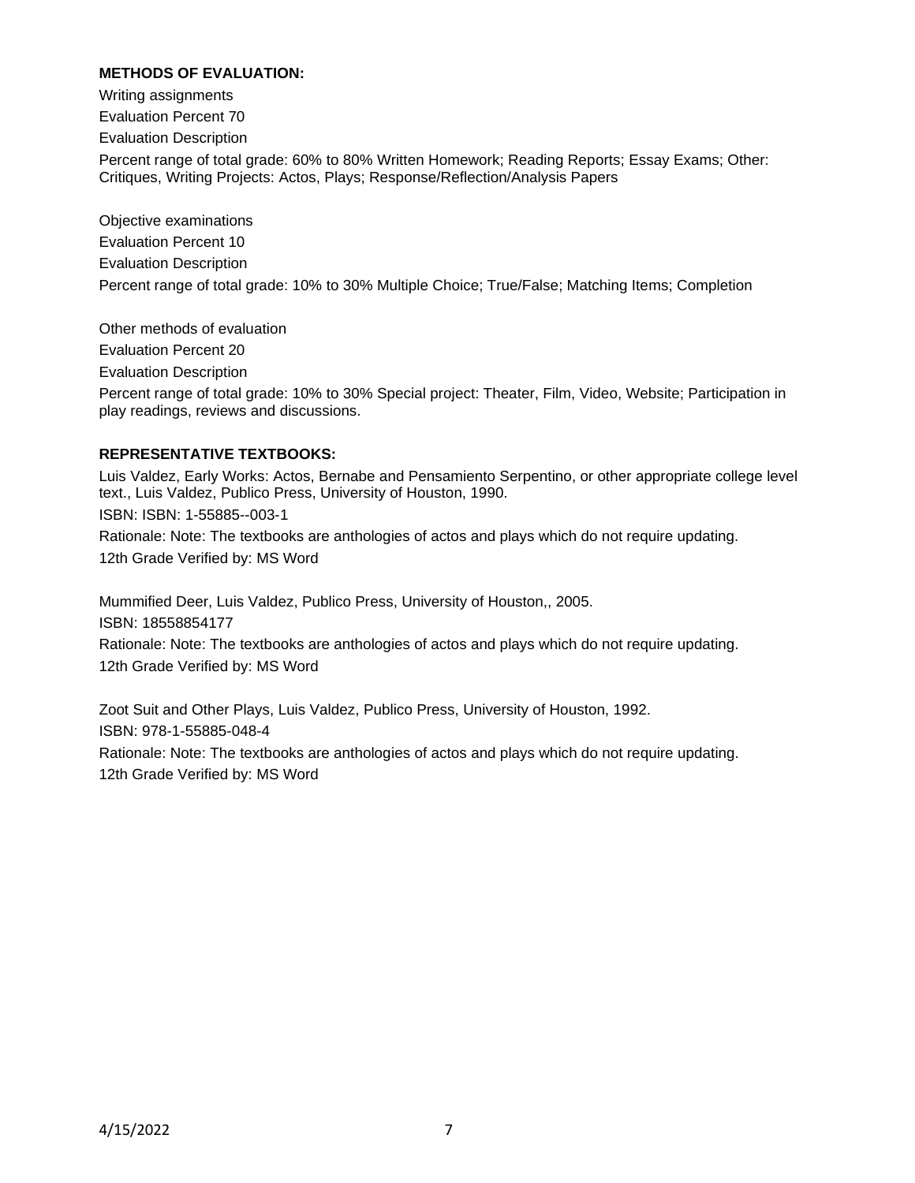**METHODS OF EVALUATION:**

Writing assignments

Evaluation Percent 70

Evaluation Description

Percent range of total grade: 60% to 80% Written Homework; Reading Reports; Essay Exams; Other: Critiques, Writing Projects: Actos, Plays; Response/Reflection/Analysis Papers

Objective examinations

Evaluation Percent 10

Evaluation Description

Percent range of total grade: 10% to 30% Multiple Choice; True/False; Matching Items; Completion

Other methods of evaluation

Evaluation Percent 20

Evaluation Description

Percent range of total grade: 10% to 30% Special project: Theater, Film, Video, Website; Participation in play readings, reviews and discussions.

**REPRESENTATIVE TEXTBOOKS:**

Luis Valdez, Early Works: Actos, Bernabe and Pensamiento Serpentino, or other appropriate college level text., Luis Valdez, Publico Press, University of Houston, 1990.

ISBN: ISBN: 1-55885--003-1

Rationale: Note: The textbooks are anthologies of actos and plays which do not require updating.

12th Grade Verified by: MS Word

Mummified Deer, Luis Valdez, Publico Press, University of Houston,, 2005.

ISBN: 18558854177

Rationale: Note: The textbooks are anthologies of actos and plays which do not require updating.

12th Grade Verified by: MS Word

Zoot Suit and Other Plays, Luis Valdez, Publico Press, University of Houston, 1992.

ISBN: 978-1-55885-048-4

Rationale: Note: The textbooks are anthologies of actos and plays which do not require updating.

12th Grade Verified by: MS Word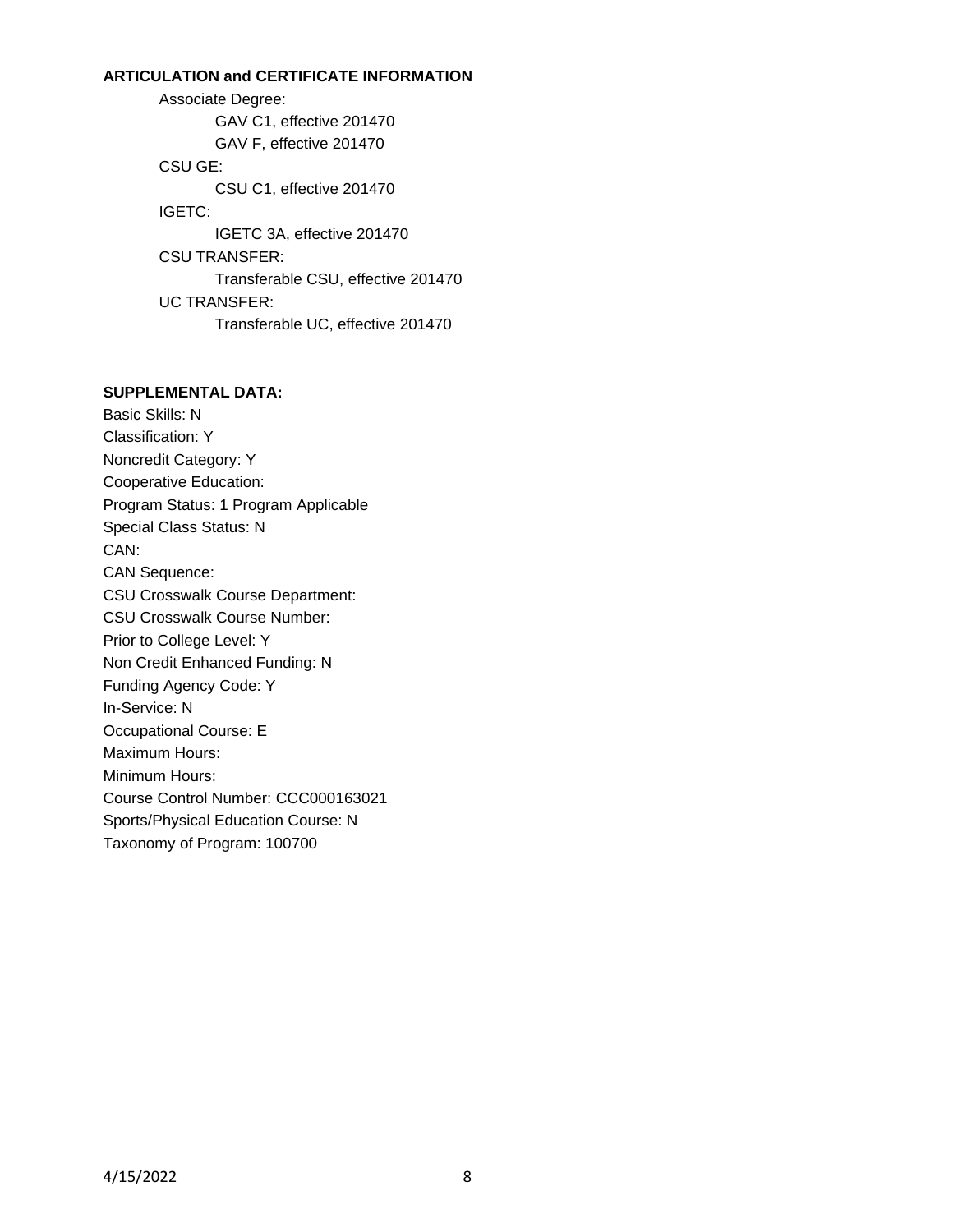**ARTICULATION and CERTIFICATE INFORMATION**

- Associate Degree:
  - GAV C1, effective 201470
  - GAV F, effective 201470
- CSU GE:
  - CSU C1, effective 201470
- IGETC:
  - IGETC 3A, effective 201470
- CSU TRANSFER:
  - Transferable CSU, effective 201470
- UC TRANSFER:
  - Transferable UC, effective 201470

**SUPPLEMENTAL DATA:**

Basic Skills: N  
Classification: Y  
Noncredit Category: Y  
Cooperative Education:  
Program Status: 1 Program Applicable  
Special Class Status: N  
CAN:  
CAN Sequence:  
CSU Crosswalk Course Department:  
CSU Crosswalk Course Number:  
Prior to College Level: Y  
Non Credit Enhanced Funding: N  
Funding Agency Code: Y  
In-Service: N  
Occupational Course: E  
Maximum Hours:  
Minimum Hours:  
Course Control Number: CCC000163021  
Sports/Physical Education Course: N  
Taxonomy of Program: 100700